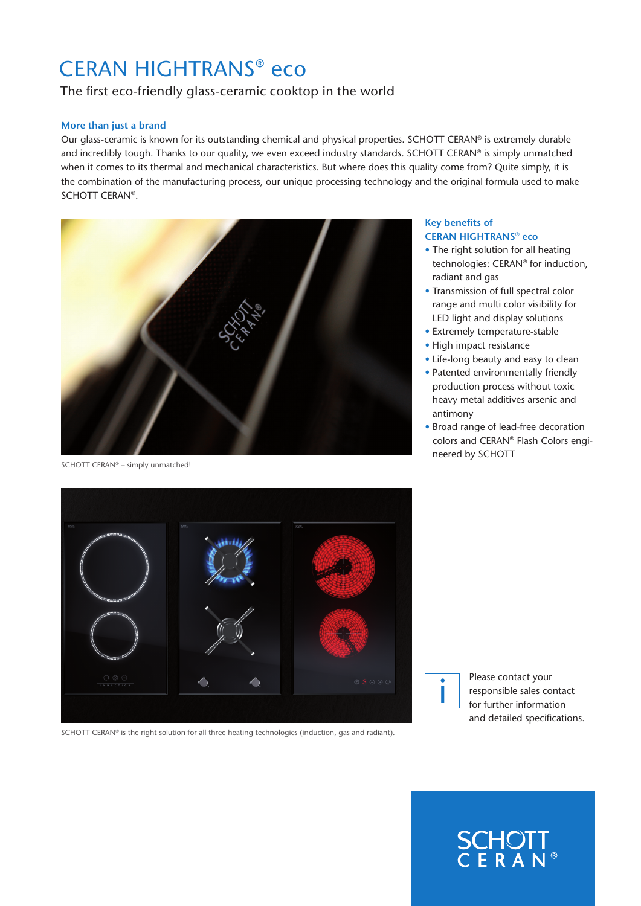# CERAN HIGHTRANS® eco

The first eco-friendly glass-ceramic cooktop in the world

### More than just a brand

Our glass-ceramic is known for its outstanding chemical and physical properties. SCHOTT CERAN® is extremely durable and incredibly tough. Thanks to our quality, we even exceed industry standards. SCHOTT CERAN® is simply unmatched when it comes to its thermal and mechanical characteristics. But where does this quality come from? Quite simply, it is the combination of the manufacturing process, our unique processing technology and the original formula used to make SCHOTT CERAN®.

SCHOTT CERAN® – simply unmatched!

### Key benefits of CERAN HIGHTRANS® eco

- The right solution for all heating technologies: CERAN® for induction, radiant and gas
- Transmission of full spectral color range and multi color visibility for LED light and display solutions
- Extremely temperature-stable
- High impact resistance
- Life-long beauty and easy to clean
- Patented environmentally friendly production process without toxic heavy metal additives arsenic and antimony
- Broad range of lead-free decoration colors and CERAN® Flash Colors engineered by SCHOTT

SCHOTT CERAN® is the right solution for all three heating technologies (induction, gas and radiant).

Please contact your responsible sales contact for further information and detailed specifications.

SCHOTT CERAN®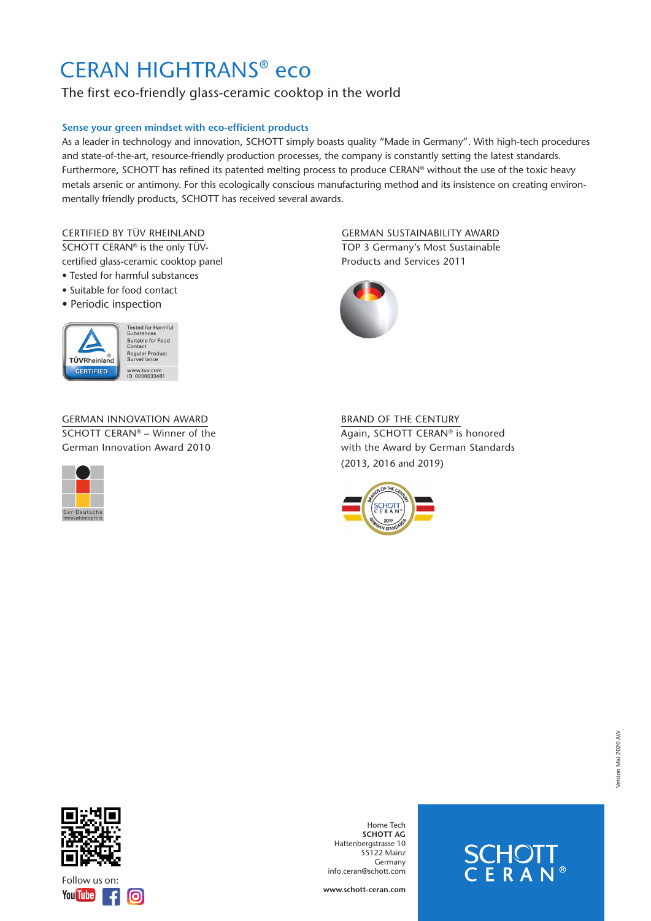# CERAN HIGHTRANS® eco

The first eco-friendly glass-ceramic cooktop in the world

## Sense your green mindset with eco-efficient products

As a leader in technology and innovation, SCHOTT simply boasts quality "Made in Germany". With high-tech procedures and state-of-the-art, resource-friendly production processes, the company is constantly setting the latest standards. Furthermore, SCHOTT has refined its patented melting process to produce CERAN® without the use of the toxic heavy metals arsenic or antimony. For this ecologically conscious manufacturing method and its insistence on creating environmentally friendly products, SCHOTT has received several awards.

### CERTIFIED BY TÜV RHEINLAND

SCHOTT CERAN® is the only TÜV-certified glass-ceramic cooktop panel

- Tested for harmful substances
- Suitable for food contact
- Periodic inspection

TÜVRheinland CERTIFIED
Tested for Harmful Substances
Suitable for Food Contact
Regular Product Surveillance
www.tuv.com
ID 0000033481

### GERMAN SUSTAINABILITY AWARD

TOP 3 Germany's Most Sustainable Products and Services 2011

### GERMAN INNOVATION AWARD

SCHOTT CERAN® – Winner of the German Innovation Award 2010

Der Deutsche Innovationspreis

### BRAND OF THE CENTURY

Again, SCHOTT CERAN® is honored with the Award by German Standards (2013, 2016 and 2019)

BRANDS OF THE CENTURY
SCHOTT CERAN®
2019
GERMAN STANDARDS

Version Mai 2020 AW

Follow us on:

Home Tech
**SCHOTT AG**
Hattenbergstrasse 10
55122 Mainz
Germany
info.ceran@schott.com

**www.schott-ceran.com**

SCHOTT CERAN®